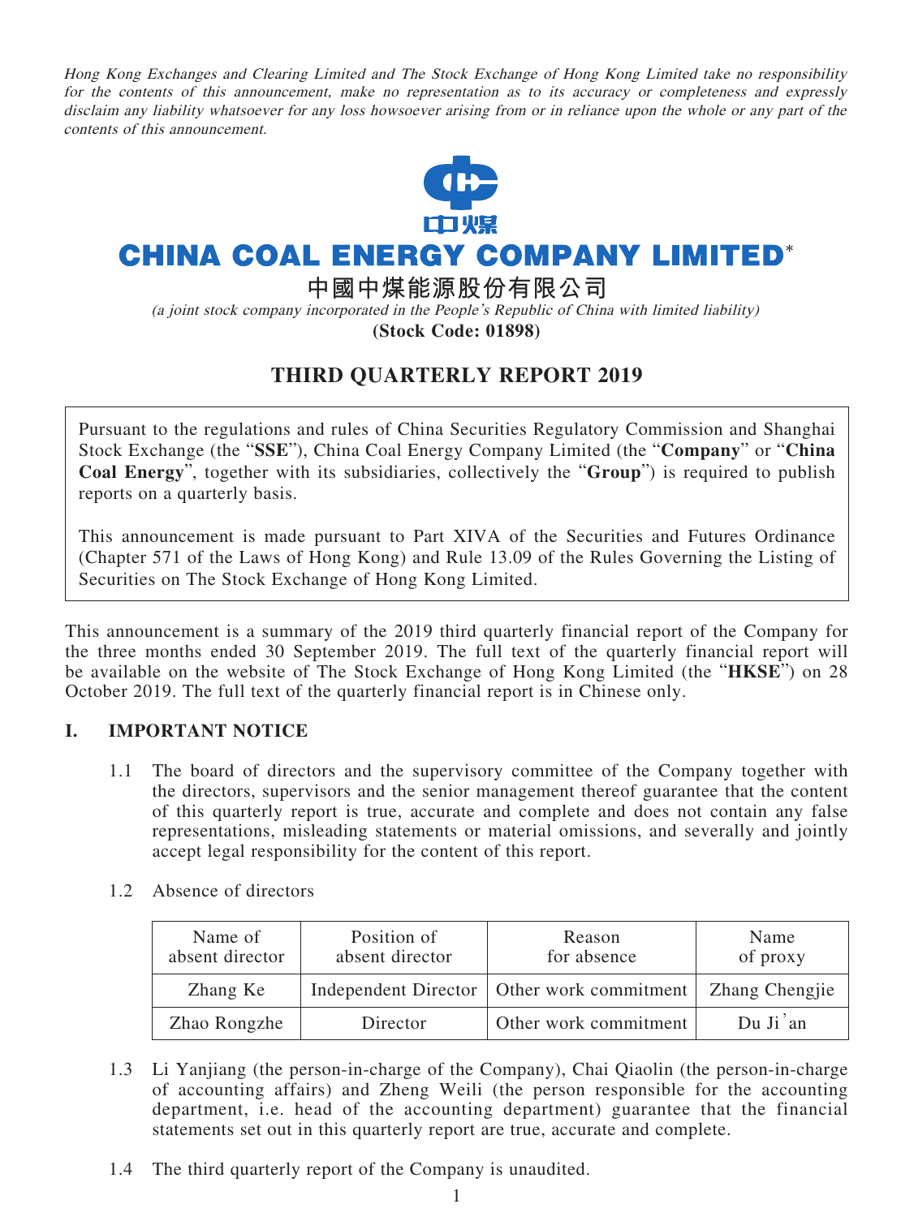*Hong Kong Exchanges and Clearing Limited and The Stock Exchange of Hong Kong Limited take no responsibility for the contents of this announcement, make no representation as to its accuracy or completeness and expressly disclaim any liability whatsoever for any loss howsoever arising from or in reliance upon the whole or any part of the contents of this announcement.*

# CHINA COAL ENERGY COMPANY LIMITED*

## 中國中煤能源股份有限公司

*(a joint stock company incorporated in the People's Republic of China with limited liability)*

**(Stock Code: 01898)**

# THIRD QUARTERLY REPORT 2019

Pursuant to the regulations and rules of China Securities Regulatory Commission and Shanghai Stock Exchange (the "**SSE**"), China Coal Energy Company Limited (the "**Company**" or "**China Coal Energy**", together with its subsidiaries, collectively the "**Group**") is required to publish reports on a quarterly basis.

This announcement is made pursuant to Part XIVA of the Securities and Futures Ordinance (Chapter 571 of the Laws of Hong Kong) and Rule 13.09 of the Rules Governing the Listing of Securities on The Stock Exchange of Hong Kong Limited.

This announcement is a summary of the 2019 third quarterly financial report of the Company for the three months ended 30 September 2019. The full text of the quarterly financial report will be available on the website of The Stock Exchange of Hong Kong Limited (the "**HKSE**") on 28 October 2019. The full text of the quarterly financial report is in Chinese only.

## I. IMPORTANT NOTICE

1.1 The board of directors and the supervisory committee of the Company together with the directors, supervisors and the senior management thereof guarantee that the content of this quarterly report is true, accurate and complete and does not contain any false representations, misleading statements or material omissions, and severally and jointly accept legal responsibility for the content of this report.

1.2 Absence of directors

| Name of absent director | Position of absent director | Reason for absence | Name of proxy |
|---|---|---|---|
| Zhang Ke | Independent Director | Other work commitment | Zhang Chengjie |
| Zhao Rongzhe | Director | Other work commitment | Du Ji'an |

1.3 Li Yanjiang (the person-in-charge of the Company), Chai Qiaolin (the person-in-charge of accounting affairs) and Zheng Weili (the person responsible for the accounting department, i.e. head of the accounting department) guarantee that the financial statements set out in this quarterly report are true, accurate and complete.

1.4 The third quarterly report of the Company is unaudited.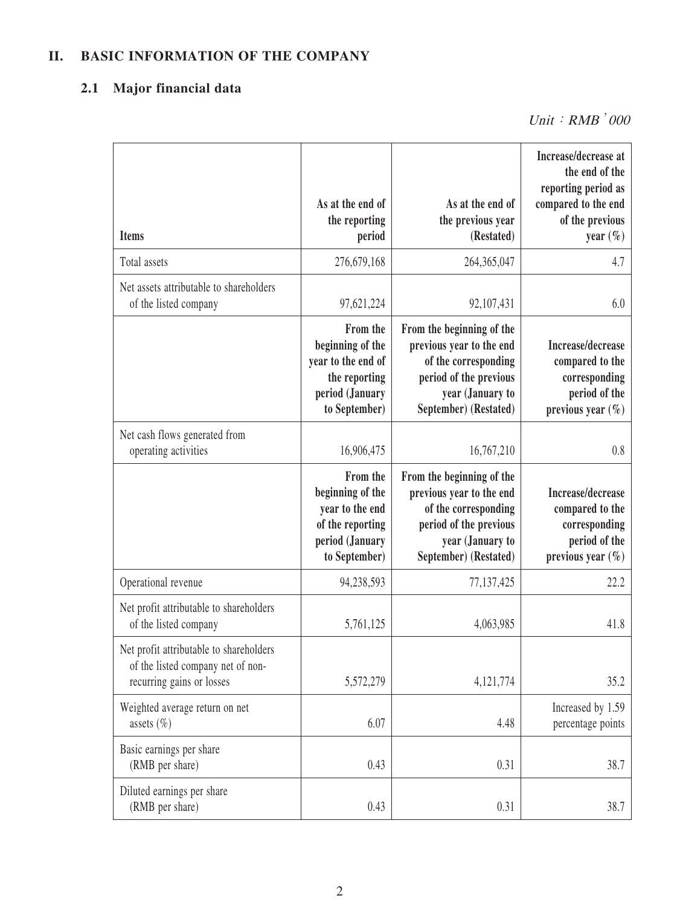## II. BASIC INFORMATION OF THE COMPANY

### 2.1 Major financial data

*Unit：RMB'000*

| Items | As at the end of the reporting period | As at the end of the previous year (Restated) | Increase/decrease at the end of the reporting period as compared to the end of the previous year (%) |
|---|---|---|---|
| Total assets | 276,679,168 | 264,365,047 | 4.7 |
| Net assets attributable to shareholders of the listed company | 97,621,224 | 92,107,431 | 6.0 |
| | **From the beginning of the year to the end of the reporting period (January to September)** | **From the beginning of the previous year to the end of the corresponding period of the previous year (January to September) (Restated)** | **Increase/decrease compared to the corresponding period of the previous year (%)** |
| Net cash flows generated from operating activities | 16,906,475 | 16,767,210 | 0.8 |
| | **From the beginning of the year to the end of the reporting period (January to September)** | **From the beginning of the previous year to the end of the corresponding period of the previous year (January to September) (Restated)** | **Increase/decrease compared to the corresponding period of the previous year (%)** |
| Operational revenue | 94,238,593 | 77,137,425 | 22.2 |
| Net profit attributable to shareholders of the listed company | 5,761,125 | 4,063,985 | 41.8 |
| Net profit attributable to shareholders of the listed company net of non-recurring gains or losses | 5,572,279 | 4,121,774 | 35.2 |
| Weighted average return on net assets (%) | 6.07 | 4.48 | Increased by 1.59 percentage points |
| Basic earnings per share (RMB per share) | 0.43 | 0.31 | 38.7 |
| Diluted earnings per share (RMB per share) | 0.43 | 0.31 | 38.7 |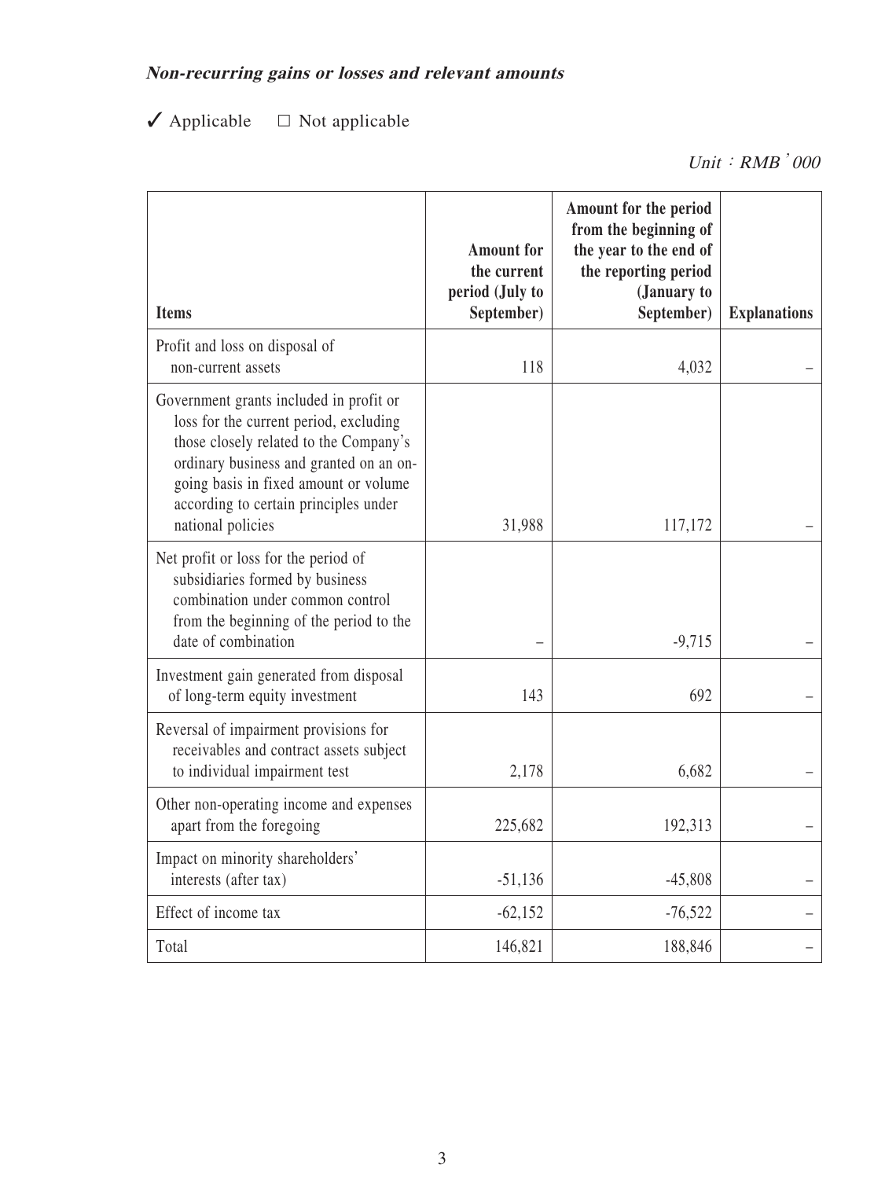***Non-recurring gains or losses and relevant amounts***

✓ Applicable □ Not applicable

*Unit：RMB'000*

| Items | Amount for the current period (July to September) | Amount for the period from the beginning of the year to the end of the reporting period (January to September) | Explanations |
|---|---|---|---|
| Profit and loss on disposal of non-current assets | 118 | 4,032 | – |
| Government grants included in profit or loss for the current period, excluding those closely related to the Company's ordinary business and granted on an on-going basis in fixed amount or volume according to certain principles under national policies | 31,988 | 117,172 | – |
| Net profit or loss for the period of subsidiaries formed by business combination under common control from the beginning of the period to the date of combination | – | -9,715 | – |
| Investment gain generated from disposal of long-term equity investment | 143 | 692 | – |
| Reversal of impairment provisions for receivables and contract assets subject to individual impairment test | 2,178 | 6,682 | – |
| Other non-operating income and expenses apart from the foregoing | 225,682 | 192,313 | – |
| Impact on minority shareholders' interests (after tax) | -51,136 | -45,808 | – |
| Effect of income tax | -62,152 | -76,522 | – |
| Total | 146,821 | 188,846 | – |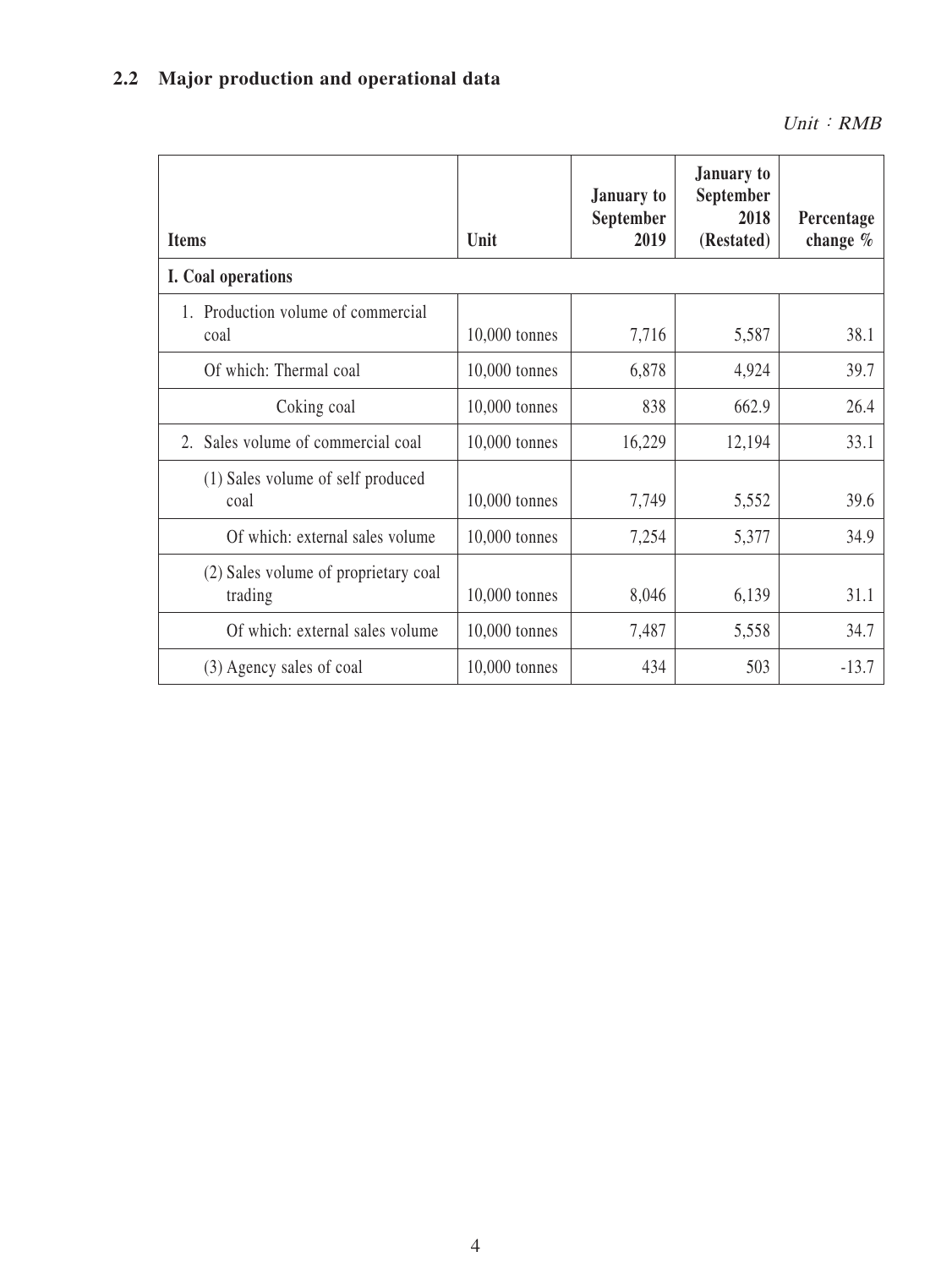## 2.2 Major production and operational data

*Unit：RMB*

| Items | Unit | January to September 2019 | January to September 2018 (Restated) | Percentage change % |
|---|---|---|---|---|
| **I. Coal operations** | | | | |
| 1. Production volume of commercial coal | 10,000 tonnes | 7,716 | 5,587 | 38.1 |
| Of which: Thermal coal | 10,000 tonnes | 6,878 | 4,924 | 39.7 |
| Coking coal | 10,000 tonnes | 838 | 662.9 | 26.4 |
| 2. Sales volume of commercial coal | 10,000 tonnes | 16,229 | 12,194 | 33.1 |
| (1) Sales volume of self produced coal | 10,000 tonnes | 7,749 | 5,552 | 39.6 |
| Of which: external sales volume | 10,000 tonnes | 7,254 | 5,377 | 34.9 |
| (2) Sales volume of proprietary coal trading | 10,000 tonnes | 8,046 | 6,139 | 31.1 |
| Of which: external sales volume | 10,000 tonnes | 7,487 | 5,558 | 34.7 |
| (3) Agency sales of coal | 10,000 tonnes | 434 | 503 | -13.7 |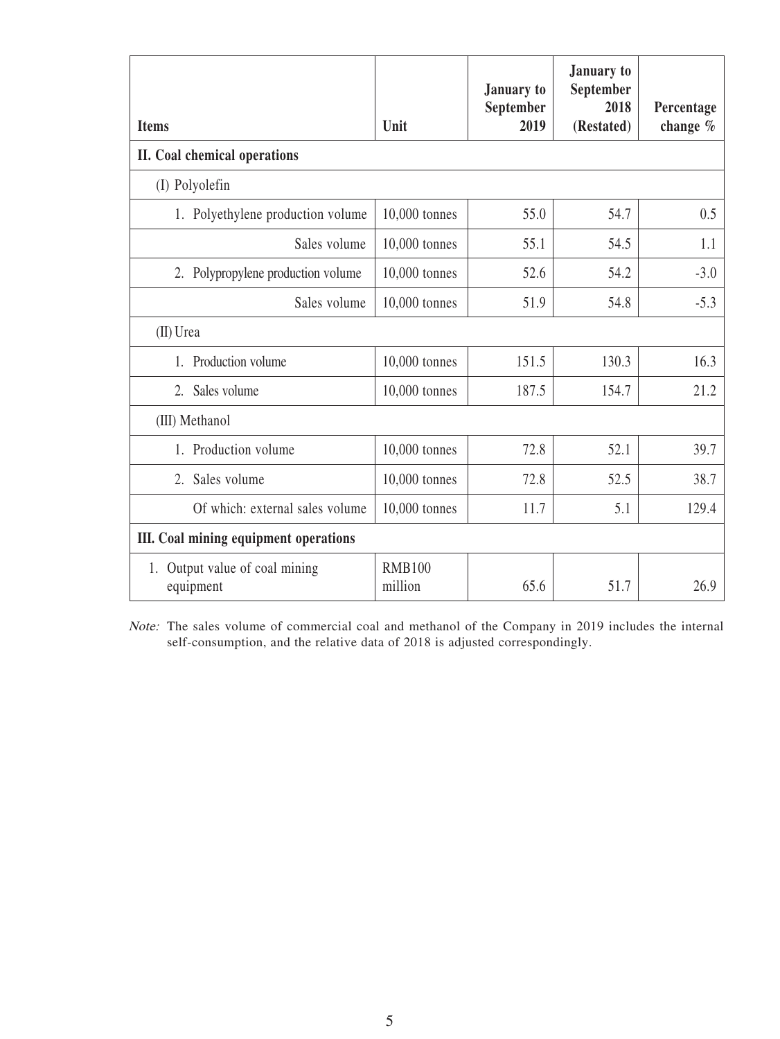| Items | Unit | January to September 2019 | January to September 2018 (Restated) | Percentage change % |
|---|---|---|---|---|
| **II. Coal chemical operations** | | | | |
| (I) Polyolefin | | | | |
| 1. Polyethylene production volume | 10,000 tonnes | 55.0 | 54.7 | 0.5 |
| Sales volume | 10,000 tonnes | 55.1 | 54.5 | 1.1 |
| 2. Polypropylene production volume | 10,000 tonnes | 52.6 | 54.2 | -3.0 |
| Sales volume | 10,000 tonnes | 51.9 | 54.8 | -5.3 |
| (II) Urea | | | | |
| 1. Production volume | 10,000 tonnes | 151.5 | 130.3 | 16.3 |
| 2. Sales volume | 10,000 tonnes | 187.5 | 154.7 | 21.2 |
| (III) Methanol | | | | |
| 1. Production volume | 10,000 tonnes | 72.8 | 52.1 | 39.7 |
| 2. Sales volume | 10,000 tonnes | 72.8 | 52.5 | 38.7 |
| Of which: external sales volume | 10,000 tonnes | 11.7 | 5.1 | 129.4 |
| **III. Coal mining equipment operations** | | | | |
| 1. Output value of coal mining equipment | RMB100 million | 65.6 | 51.7 | 26.9 |

*Note:* The sales volume of commercial coal and methanol of the Company in 2019 includes the internal self-consumption, and the relative data of 2018 is adjusted correspondingly.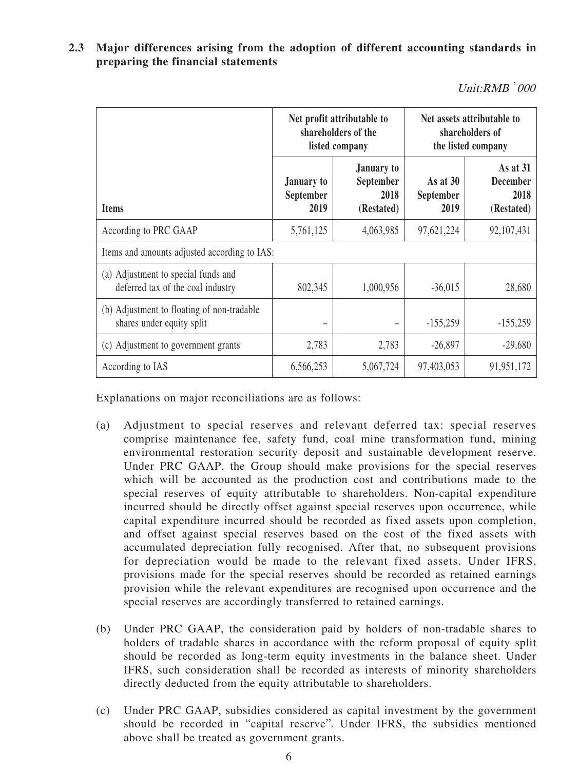## 2.3 Major differences arising from the adoption of different accounting standards in preparing the financial statements

*Unit:RMB' 000*

| Items | Net profit attributable to shareholders of the listed company | | Net assets attributable to shareholders of the listed company | |
|---|---|---|---|---|
| | January to September 2019 | January to September 2018 (Restated) | As at 30 September 2019 | As at 31 December 2018 (Restated) |
| According to PRC GAAP | 5,761,125 | 4,063,985 | 97,621,224 | 92,107,431 |
| Items and amounts adjusted according to IAS: | | | | |
| (a) Adjustment to special funds and deferred tax of the coal industry | 802,345 | 1,000,956 | -36,015 | 28,680 |
| (b) Adjustment to floating of non-tradable shares under equity split | – | – | -155,259 | -155,259 |
| (c) Adjustment to government grants | 2,783 | 2,783 | -26,897 | -29,680 |
| According to IAS | 6,566,253 | 5,067,724 | 97,403,053 | 91,951,172 |

Explanations on major reconciliations are as follows:

(a) Adjustment to special reserves and relevant deferred tax: special reserves comprise maintenance fee, safety fund, coal mine transformation fund, mining environmental restoration security deposit and sustainable development reserve. Under PRC GAAP, the Group should make provisions for the special reserves which will be accounted as the production cost and contributions made to the special reserves of equity attributable to shareholders. Non-capital expenditure incurred should be directly offset against special reserves upon occurrence, while capital expenditure incurred should be recorded as fixed assets upon completion, and offset against special reserves based on the cost of the fixed assets with accumulated depreciation fully recognised. After that, no subsequent provisions for depreciation would be made to the relevant fixed assets. Under IFRS, provisions made for the special reserves should be recorded as retained earnings provision while the relevant expenditures are recognised upon occurrence and the special reserves are accordingly transferred to retained earnings.

(b) Under PRC GAAP, the consideration paid by holders of non-tradable shares to holders of tradable shares in accordance with the reform proposal of equity split should be recorded as long-term equity investments in the balance sheet. Under IFRS, such consideration shall be recorded as interests of minority shareholders directly deducted from the equity attributable to shareholders.

(c) Under PRC GAAP, subsidies considered as capital investment by the government should be recorded in "capital reserve". Under IFRS, the subsidies mentioned above shall be treated as government grants.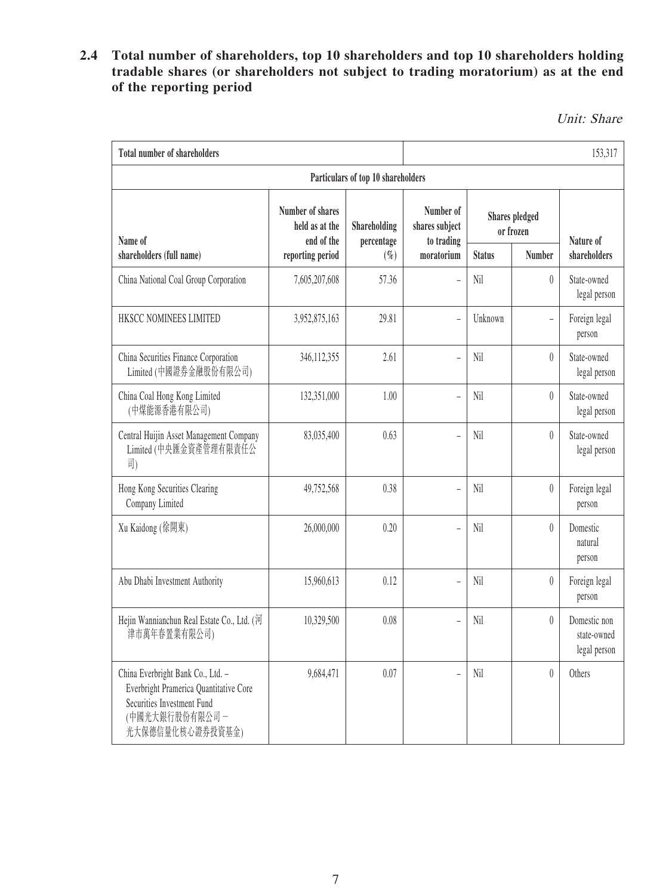### 2.4 Total number of shareholders, top 10 shareholders and top 10 shareholders holding tradable shares (or shareholders not subject to trading moratorium) as at the end of the reporting period

*Unit: Share*

| Total number of shareholders | | | 153,317 | | | |
|---|---|---|---|---|---|---|
| **Particulars of top 10 shareholders** | | | | | | |
| **Name of shareholders (full name)** | **Number of shares held as at the end of the reporting period** | **Shareholding percentage (%)** | **Number of shares subject to trading moratorium** | **Shares pledged or frozen** | | **Nature of shareholders** |
| | | | | **Status** | **Number** | |
| China National Coal Group Corporation | 7,605,207,608 | 57.36 | – | Nil | 0 | State-owned legal person |
| HKSCC NOMINEES LIMITED | 3,952,875,163 | 29.81 | – | Unknown | – | Foreign legal person |
| China Securities Finance Corporation Limited (中國證券金融股份有限公司) | 346,112,355 | 2.61 | – | Nil | 0 | State-owned legal person |
| China Coal Hong Kong Limited (中煤能源香港有限公司) | 132,351,000 | 1.00 | – | Nil | 0 | State-owned legal person |
| Central Huijin Asset Management Company Limited (中央匯金資產管理有限責任公司) | 83,035,400 | 0.63 | – | Nil | 0 | State-owned legal person |
| Hong Kong Securities Clearing Company Limited | 49,752,568 | 0.38 | – | Nil | 0 | Foreign legal person |
| Xu Kaidong (徐開東) | 26,000,000 | 0.20 | – | Nil | 0 | Domestic natural person |
| Abu Dhabi Investment Authority | 15,960,613 | 0.12 | – | Nil | 0 | Foreign legal person |
| Hejin Wannianchun Real Estate Co., Ltd. (河津市萬年春置業有限公司) | 10,329,500 | 0.08 | – | Nil | 0 | Domestic non state-owned legal person |
| China Everbright Bank Co., Ltd. – Everbright Pramerica Quantitative Core Securities Investment Fund (中國光大銀行股份有限公司－光大保德信量化核心證券投資基金) | 9,684,471 | 0.07 | – | Nil | 0 | Others |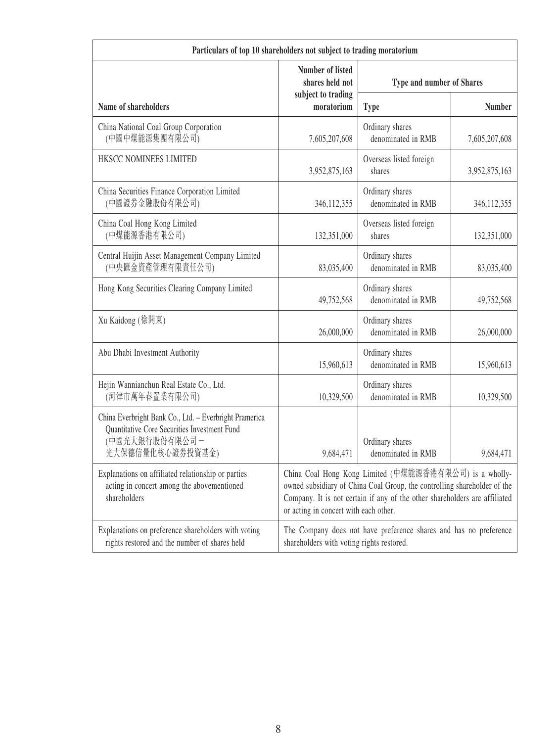| Particulars of top 10 shareholders not subject to trading moratorium | | | |
|---|---|---|---|
| Name of shareholders | Number of listed shares held not subject to trading moratorium | Type and number of Shares | |
| | | Type | Number |
| China National Coal Group Corporation (中國中煤能源集團有限公司) | 7,605,207,608 | Ordinary shares denominated in RMB | 7,605,207,608 |
| HKSCC NOMINEES LIMITED | 3,952,875,163 | Overseas listed foreign shares | 3,952,875,163 |
| China Securities Finance Corporation Limited (中國證券金融股份有限公司) | 346,112,355 | Ordinary shares denominated in RMB | 346,112,355 |
| China Coal Hong Kong Limited (中煤能源香港有限公司) | 132,351,000 | Overseas listed foreign shares | 132,351,000 |
| Central Huijin Asset Management Company Limited (中央匯金資產管理有限責任公司) | 83,035,400 | Ordinary shares denominated in RMB | 83,035,400 |
| Hong Kong Securities Clearing Company Limited | 49,752,568 | Ordinary shares denominated in RMB | 49,752,568 |
| Xu Kaidong (徐開東) | 26,000,000 | Ordinary shares denominated in RMB | 26,000,000 |
| Abu Dhabi Investment Authority | 15,960,613 | Ordinary shares denominated in RMB | 15,960,613 |
| Hejin Wannianchun Real Estate Co., Ltd. (河津市萬年春置業有限公司) | 10,329,500 | Ordinary shares denominated in RMB | 10,329,500 |
| China Everbright Bank Co., Ltd. – Everbright Pramerica Quantitative Core Securities Investment Fund (中國光大銀行股份有限公司－光大保德信量化核心證券投資基金) | 9,684,471 | Ordinary shares denominated in RMB | 9,684,471 |
| Explanations on affiliated relationship or parties acting in concert among the abovementioned shareholders | China Coal Hong Kong Limited (中煤能源香港有限公司) is a wholly-owned subsidiary of China Coal Group, the controlling shareholder of the Company. It is not certain if any of the other shareholders are affiliated or acting in concert with each other. | | |
| Explanations on preference shareholders with voting rights restored and the number of shares held | The Company does not have preference shares and has no preference shareholders with voting rights restored. | | |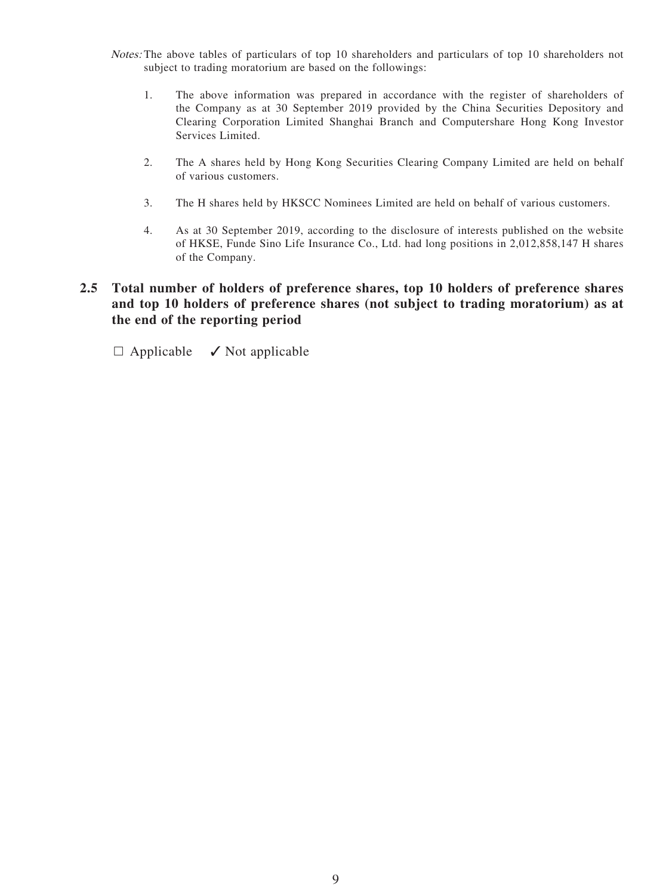*Notes:* The above tables of particulars of top 10 shareholders and particulars of top 10 shareholders not subject to trading moratorium are based on the followings:

1. The above information was prepared in accordance with the register of shareholders of the Company as at 30 September 2019 provided by the China Securities Depository and Clearing Corporation Limited Shanghai Branch and Computershare Hong Kong Investor Services Limited.

2. The A shares held by Hong Kong Securities Clearing Company Limited are held on behalf of various customers.

3. The H shares held by HKSCC Nominees Limited are held on behalf of various customers.

4. As at 30 September 2019, according to the disclosure of interests published on the website of HKSE, Funde Sino Life Insurance Co., Ltd. had long positions in 2,012,858,147 H shares of the Company.

### 2.5 Total number of holders of preference shares, top 10 holders of preference shares and top 10 holders of preference shares (not subject to trading moratorium) as at the end of the reporting period

□ Applicable ✓ Not applicable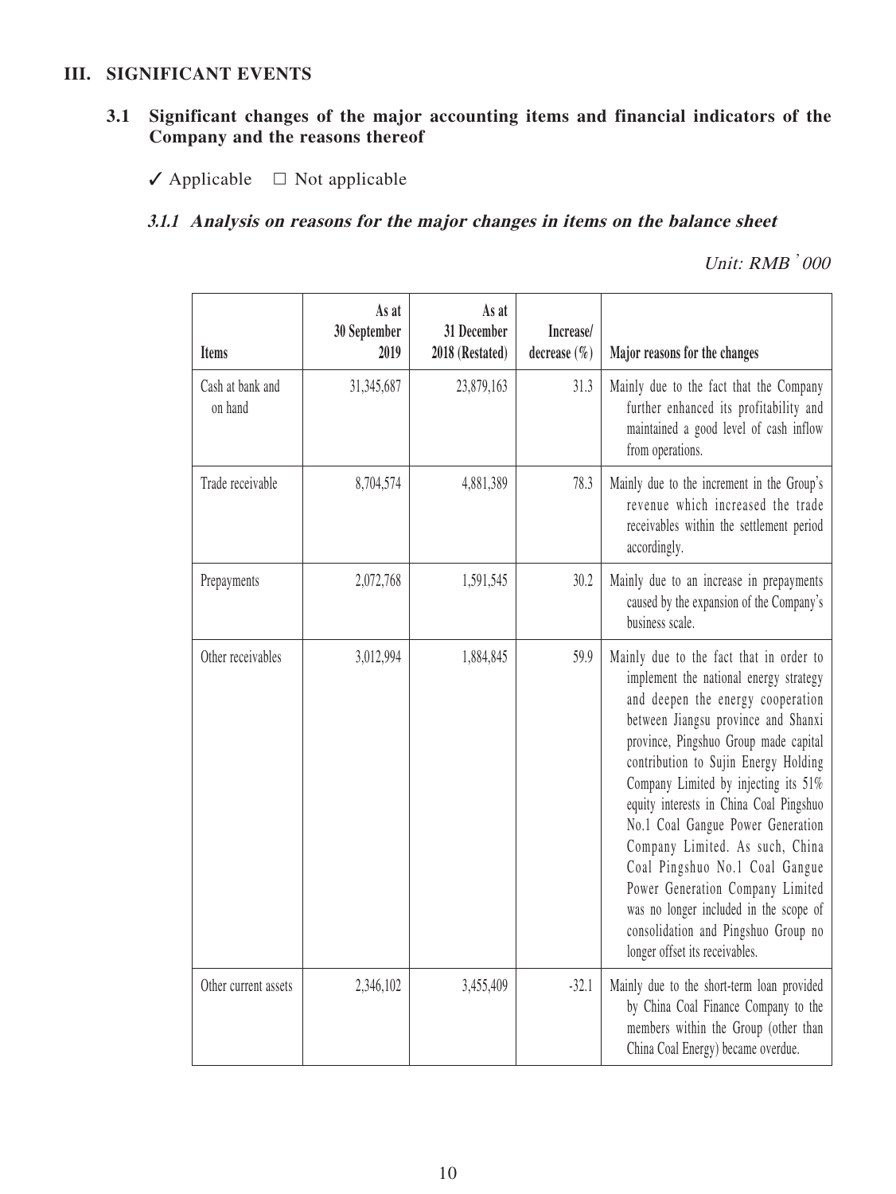## III. SIGNIFICANT EVENTS

### 3.1 Significant changes of the major accounting items and financial indicators of the Company and the reasons thereof

✓ Applicable □ Not applicable

#### *3.1.1 Analysis on reasons for the major changes in items on the balance sheet*

*Unit: RMB' 000*

| Items | As at 30 September 2019 | As at 31 December 2018 (Restated) | Increase/ decrease (%) | Major reasons for the changes |
|---|---|---|---|---|
| Cash at bank and on hand | 31,345,687 | 23,879,163 | 31.3 | Mainly due to the fact that the Company further enhanced its profitability and maintained a good level of cash inflow from operations. |
| Trade receivable | 8,704,574 | 4,881,389 | 78.3 | Mainly due to the increment in the Group's revenue which increased the trade receivables within the settlement period accordingly. |
| Prepayments | 2,072,768 | 1,591,545 | 30.2 | Mainly due to an increase in prepayments caused by the expansion of the Company's business scale. |
| Other receivables | 3,012,994 | 1,884,845 | 59.9 | Mainly due to the fact that in order to implement the national energy strategy and deepen the energy cooperation between Jiangsu province and Shanxi province, Pingshuo Group made capital contribution to Sujin Energy Holding Company Limited by injecting its 51% equity interests in China Coal Pingshuo No.1 Coal Gangue Power Generation Company Limited. As such, China Coal Pingshuo No.1 Coal Gangue Power Generation Company Limited was no longer included in the scope of consolidation and Pingshuo Group no longer offset its receivables. |
| Other current assets | 2,346,102 | 3,455,409 | -32.1 | Mainly due to the short-term loan provided by China Coal Finance Company to the members within the Group (other than China Coal Energy) became overdue. |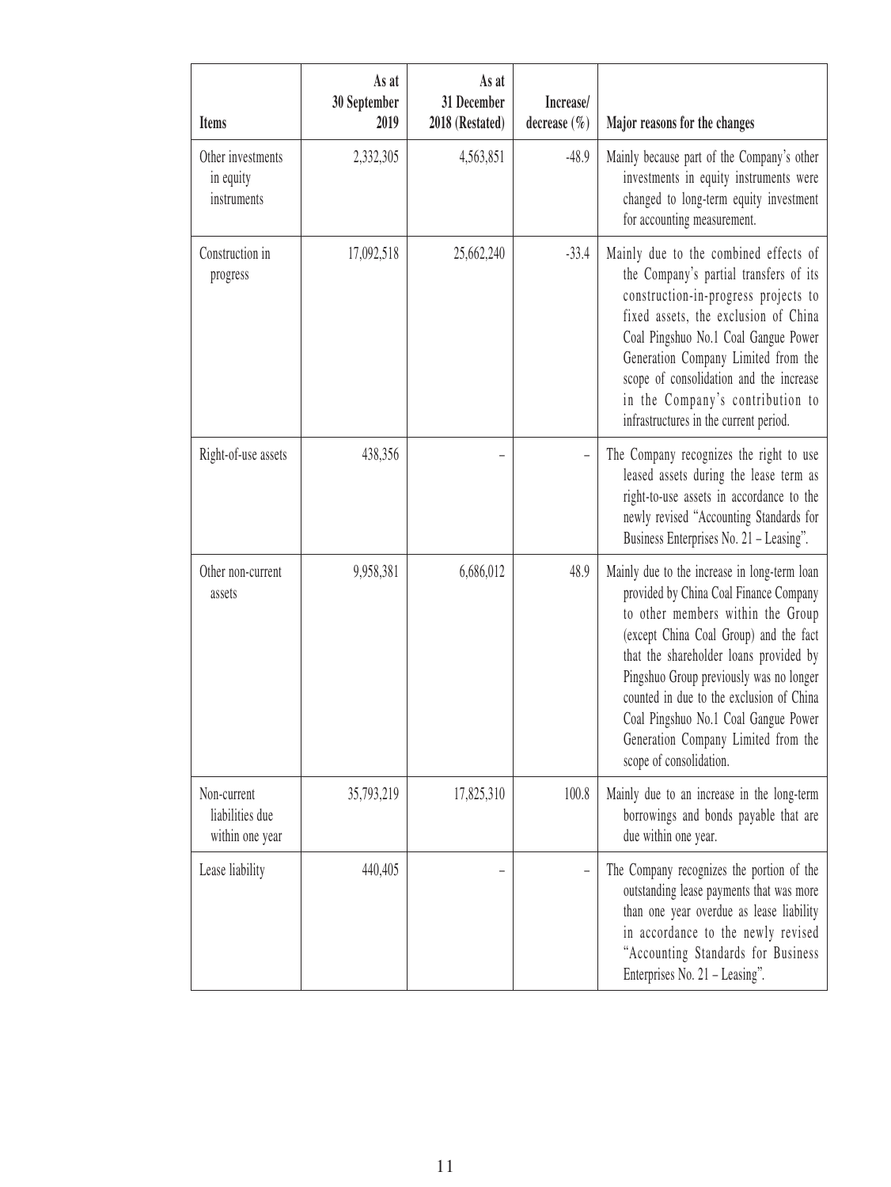| Items | As at 30 September 2019 | As at 31 December 2018 (Restated) | Increase/ decrease (%) | Major reasons for the changes |
|---|---|---|---|---|
| Other investments in equity instruments | 2,332,305 | 4,563,851 | -48.9 | Mainly because part of the Company's other investments in equity instruments were changed to long-term equity investment for accounting measurement. |
| Construction in progress | 17,092,518 | 25,662,240 | -33.4 | Mainly due to the combined effects of the Company's partial transfers of its construction-in-progress projects to fixed assets, the exclusion of China Coal Pingshuo No.1 Coal Gangue Power Generation Company Limited from the scope of consolidation and the increase in the Company's contribution to infrastructures in the current period. |
| Right-of-use assets | 438,356 | – | – | The Company recognizes the right to use leased assets during the lease term as right-to-use assets in accordance to the newly revised "Accounting Standards for Business Enterprises No. 21 – Leasing". |
| Other non-current assets | 9,958,381 | 6,686,012 | 48.9 | Mainly due to the increase in long-term loan provided by China Coal Finance Company to other members within the Group (except China Coal Group) and the fact that the shareholder loans provided by Pingshuo Group previously was no longer counted in due to the exclusion of China Coal Pingshuo No.1 Coal Gangue Power Generation Company Limited from the scope of consolidation. |
| Non-current liabilities due within one year | 35,793,219 | 17,825,310 | 100.8 | Mainly due to an increase in the long-term borrowings and bonds payable that are due within one year. |
| Lease liability | 440,405 | – | – | The Company recognizes the portion of the outstanding lease payments that was more than one year overdue as lease liability in accordance to the newly revised "Accounting Standards for Business Enterprises No. 21 – Leasing". |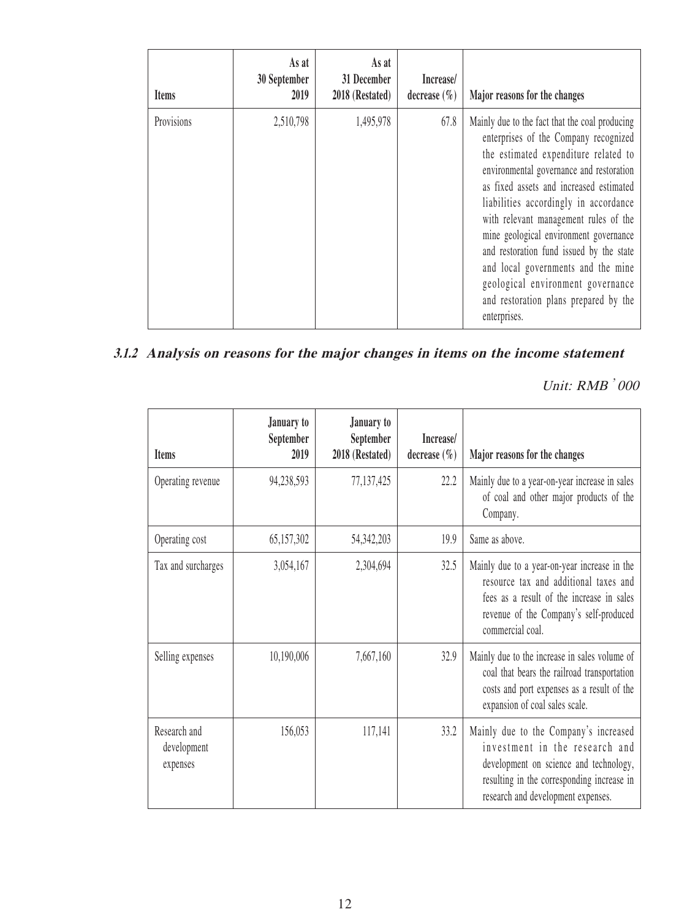| Items | As at 30 September 2019 | As at 31 December 2018 (Restated) | Increase/ decrease (%) | Major reasons for the changes |
|---|---|---|---|---|
| Provisions | 2,510,798 | 1,495,978 | 67.8 | Mainly due to the fact that the coal producing enterprises of the Company recognized the estimated expenditure related to environmental governance and restoration as fixed assets and increased estimated liabilities accordingly in accordance with relevant management rules of the mine geological environment governance and restoration fund issued by the state and local governments and the mine geological environment governance and restoration plans prepared by the enterprises. |

### 3.1.2 Analysis on reasons for the major changes in items on the income statement

*Unit: RMB'000*

| Items | January to September 2019 | January to September 2018 (Restated) | Increase/ decrease (%) | Major reasons for the changes |
|---|---|---|---|---|
| Operating revenue | 94,238,593 | 77,137,425 | 22.2 | Mainly due to a year-on-year increase in sales of coal and other major products of the Company. |
| Operating cost | 65,157,302 | 54,342,203 | 19.9 | Same as above. |
| Tax and surcharges | 3,054,167 | 2,304,694 | 32.5 | Mainly due to a year-on-year increase in the resource tax and additional taxes and fees as a result of the increase in sales revenue of the Company's self-produced commercial coal. |
| Selling expenses | 10,190,006 | 7,667,160 | 32.9 | Mainly due to the increase in sales volume of coal that bears the railroad transportation costs and port expenses as a result of the expansion of coal sales scale. |
| Research and development expenses | 156,053 | 117,141 | 33.2 | Mainly due to the Company's increased investment in the research and development on science and technology, resulting in the corresponding increase in research and development expenses. |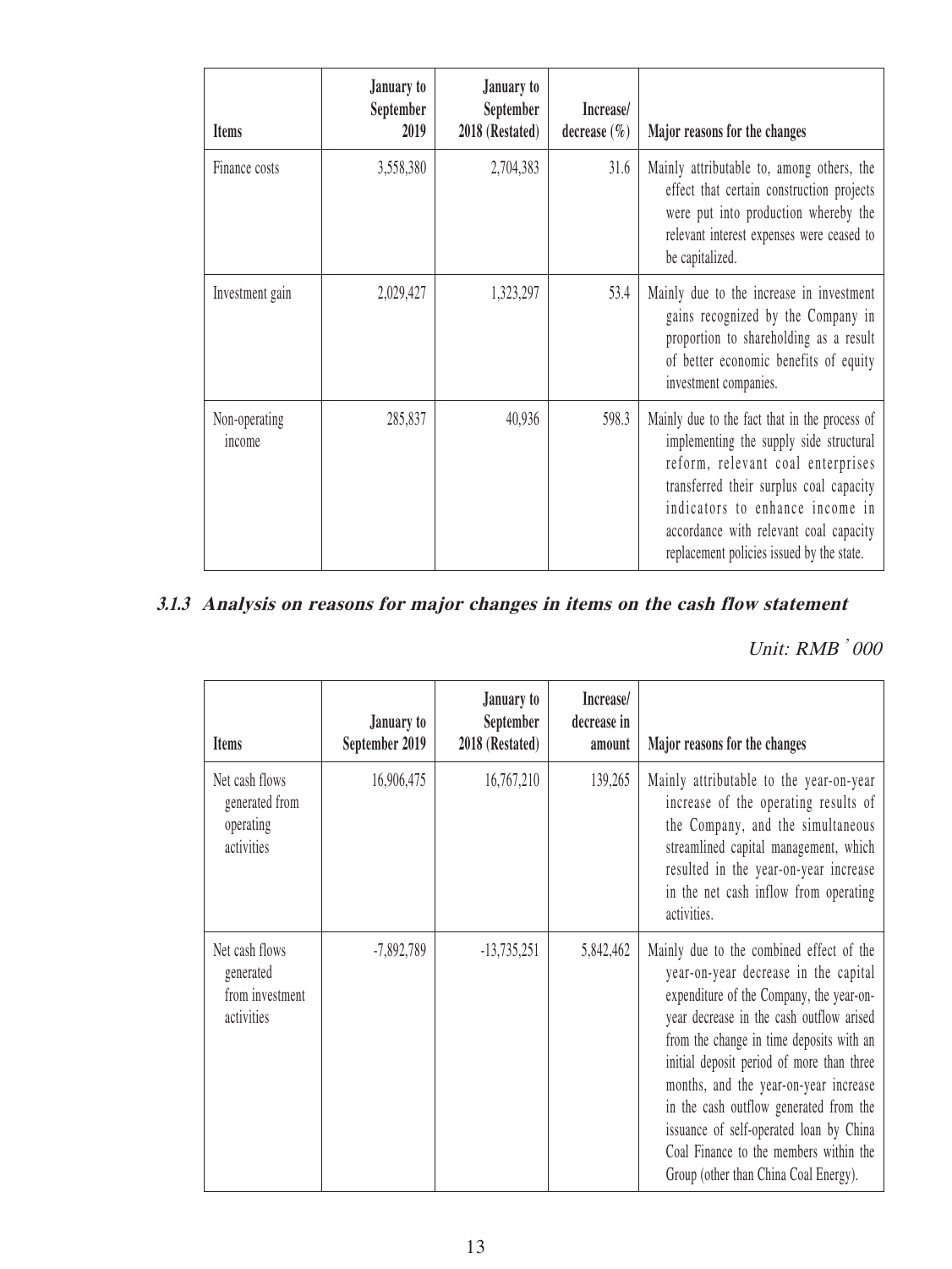| Items | January to September 2019 | January to September 2018 (Restated) | Increase/ decrease (%) | Major reasons for the changes |
|---|---|---|---|---|
| Finance costs | 3,558,380 | 2,704,383 | 31.6 | Mainly attributable to, among others, the effect that certain construction projects were put into production whereby the relevant interest expenses were ceased to be capitalized. |
| Investment gain | 2,029,427 | 1,323,297 | 53.4 | Mainly due to the increase in investment gains recognized by the Company in proportion to shareholding as a result of better economic benefits of equity investment companies. |
| Non-operating income | 285,837 | 40,936 | 598.3 | Mainly due to the fact that in the process of implementing the supply side structural reform, relevant coal enterprises transferred their surplus coal capacity indicators to enhance income in accordance with relevant coal capacity replacement policies issued by the state. |

### *3.1.3 Analysis on reasons for major changes in items on the cash flow statement*

*Unit: RMB'000*

| Items | January to September 2019 | January to September 2018 (Restated) | Increase/ decrease in amount | Major reasons for the changes |
|---|---|---|---|---|
| Net cash flows generated from operating activities | 16,906,475 | 16,767,210 | 139,265 | Mainly attributable to the year-on-year increase of the operating results of the Company, and the simultaneous streamlined capital management, which resulted in the year-on-year increase in the net cash inflow from operating activities. |
| Net cash flows generated from investment activities | -7,892,789 | -13,735,251 | 5,842,462 | Mainly due to the combined effect of the year-on-year decrease in the capital expenditure of the Company, the year-on-year decrease in the cash outflow arised from the change in time deposits with an initial deposit period of more than three months, and the year-on-year increase in the cash outflow generated from the issuance of self-operated loan by China Coal Finance to the members within the Group (other than China Coal Energy). |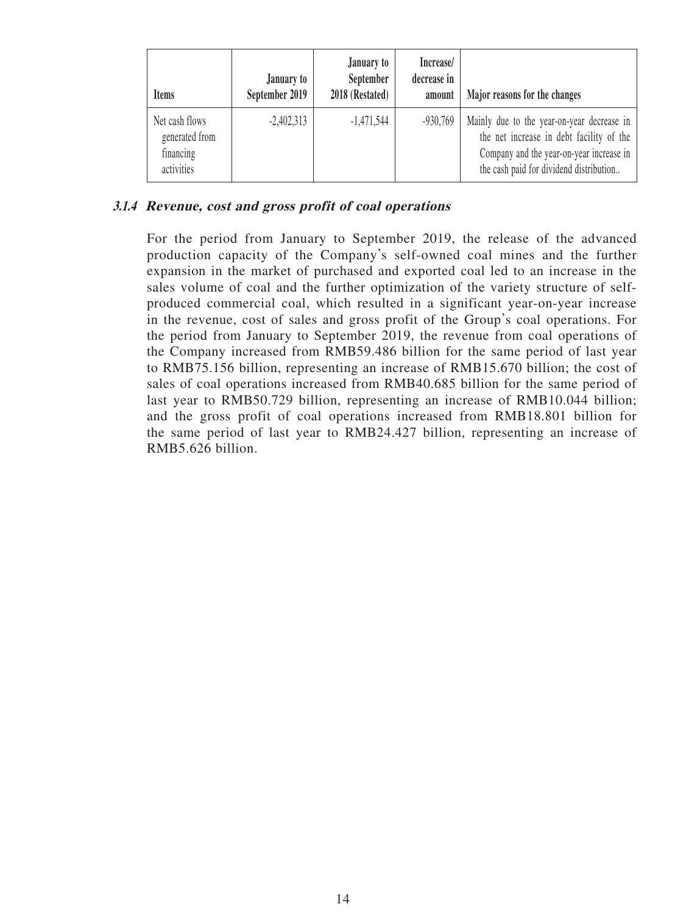| Items | January to September 2019 | January to September 2018 (Restated) | Increase/ decrease in amount | Major reasons for the changes |
|---|---|---|---|---|
| Net cash flows generated from financing activities | -2,402,313 | -1,471,544 | -930,769 | Mainly due to the year-on-year decrease in the net increase in debt facility of the Company and the year-on-year increase in the cash paid for dividend distribution.. |

### 3.1.4 Revenue, cost and gross profit of coal operations

For the period from January to September 2019, the release of the advanced production capacity of the Company's self-owned coal mines and the further expansion in the market of purchased and exported coal led to an increase in the sales volume of coal and the further optimization of the variety structure of self-produced commercial coal, which resulted in a significant year-on-year increase in the revenue, cost of sales and gross profit of the Group's coal operations. For the period from January to September 2019, the revenue from coal operations of the Company increased from RMB59.486 billion for the same period of last year to RMB75.156 billion, representing an increase of RMB15.670 billion; the cost of sales of coal operations increased from RMB40.685 billion for the same period of last year to RMB50.729 billion, representing an increase of RMB10.044 billion; and the gross profit of coal operations increased from RMB18.801 billion for the same period of last year to RMB24.427 billion, representing an increase of RMB5.626 billion.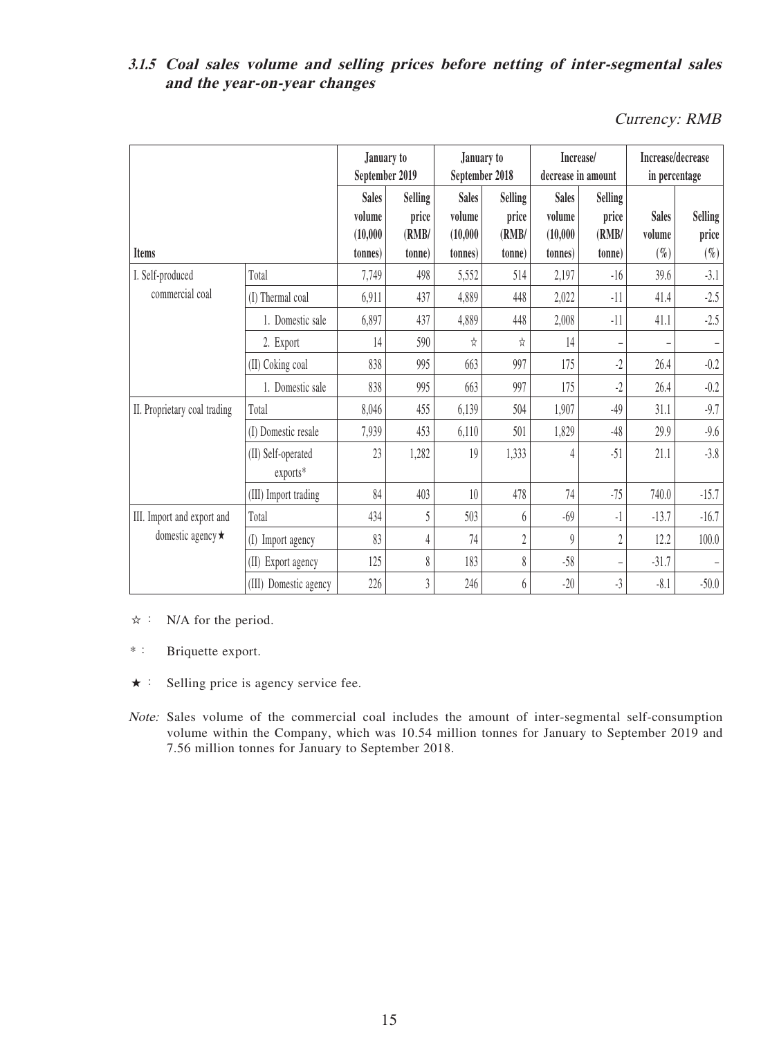### 3.1.5 Coal sales volume and selling prices before netting of inter-segmental sales and the year-on-year changes

*Currency: RMB*

| Items | | January to September 2019 | | January to September 2018 | | Increase/ decrease in amount | | Increase/decrease in percentage | |
|---|---|---|---|---|---|---|---|---|---|
| | | Sales volume (10,000 tonnes) | Selling price (RMB/ tonne) | Sales volume (10,000 tonnes) | Selling price (RMB/ tonne) | Sales volume (10,000 tonnes) | Selling price (RMB/ tonne) | Sales volume (%) | Selling price (%) |
| I. Self-produced commercial coal | Total | 7,749 | 498 | 5,552 | 514 | 2,197 | -16 | 39.6 | -3.1 |
| | (I) Thermal coal | 6,911 | 437 | 4,889 | 448 | 2,022 | -11 | 41.4 | -2.5 |
| | 1. Domestic sale | 6,897 | 437 | 4,889 | 448 | 2,008 | -11 | 41.1 | -2.5 |
| | 2. Export | 14 | 590 | ☆ | ☆ | 14 | – | – | – |
| | (II) Coking coal | 838 | 995 | 663 | 997 | 175 | -2 | 26.4 | -0.2 |
| | 1. Domestic sale | 838 | 995 | 663 | 997 | 175 | -2 | 26.4 | -0.2 |
| II. Proprietary coal trading | Total | 8,046 | 455 | 6,139 | 504 | 1,907 | -49 | 31.1 | -9.7 |
| | (I) Domestic resale | 7,939 | 453 | 6,110 | 501 | 1,829 | -48 | 29.9 | -9.6 |
| | (II) Self-operated exports* | 23 | 1,282 | 19 | 1,333 | 4 | -51 | 21.1 | -3.8 |
| | (III) Import trading | 84 | 403 | 10 | 478 | 74 | -75 | 740.0 | -15.7 |
| III. Import and export and domestic agency★ | Total | 434 | 5 | 503 | 6 | -69 | -1 | -13.7 | -16.7 |
| | (I) Import agency | 83 | 4 | 74 | 2 | 9 | 2 | 12.2 | 100.0 |
| | (II) Export agency | 125 | 8 | 183 | 8 | -58 | – | -31.7 | – |
| | (III) Domestic agency | 226 | 3 | 246 | 6 | -20 | -3 | -8.1 | -50.0 |

☆ : N/A for the period.

* : Briquette export.

★ : Selling price is agency service fee.

*Note:* Sales volume of the commercial coal includes the amount of inter-segmental self-consumption volume within the Company, which was 10.54 million tonnes for January to September 2019 and 7.56 million tonnes for January to September 2018.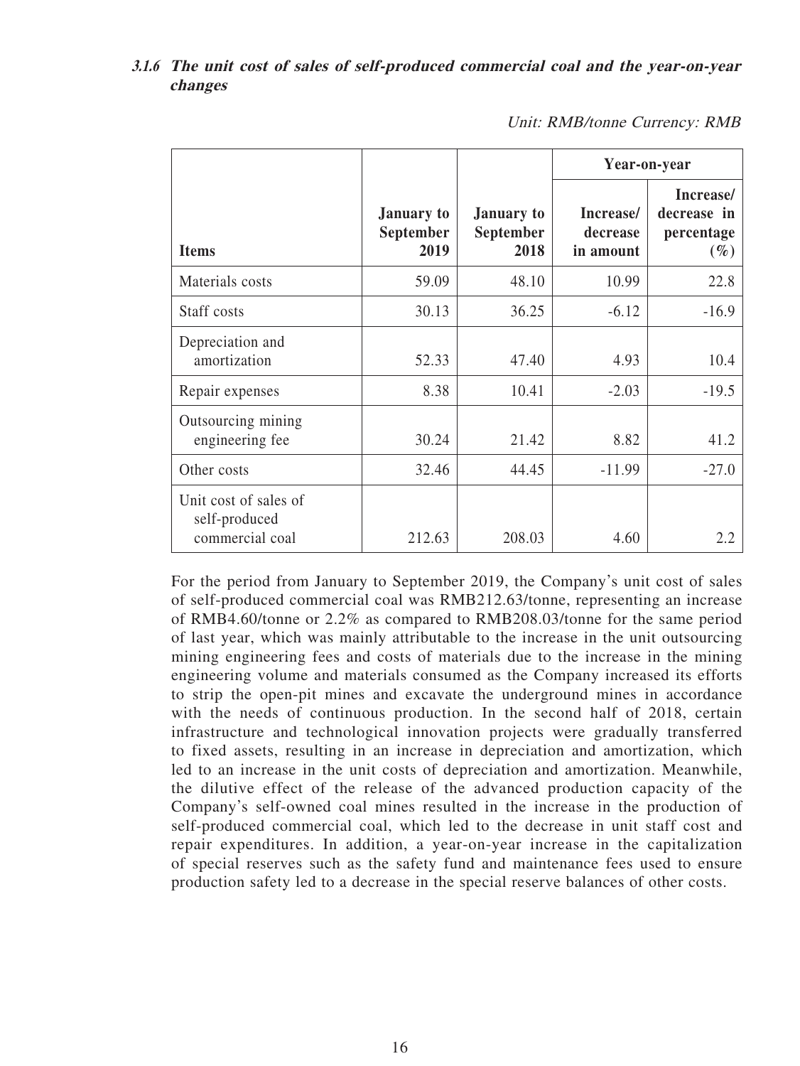### *3.1.6 The unit cost of sales of self-produced commercial coal and the year-on-year changes*

*Unit: RMB/tonne Currency: RMB*

| Items | January to September 2019 | January to September 2018 | Year-on-year | |
|---|---|---|---|---|
| | | | Increase/ decrease in amount | Increase/ decrease in percentage (%) |
| Materials costs | 59.09 | 48.10 | 10.99 | 22.8 |
| Staff costs | 30.13 | 36.25 | -6.12 | -16.9 |
| Depreciation and amortization | 52.33 | 47.40 | 4.93 | 10.4 |
| Repair expenses | 8.38 | 10.41 | -2.03 | -19.5 |
| Outsourcing mining engineering fee | 30.24 | 21.42 | 8.82 | 41.2 |
| Other costs | 32.46 | 44.45 | -11.99 | -27.0 |
| Unit cost of sales of self-produced commercial coal | 212.63 | 208.03 | 4.60 | 2.2 |

For the period from January to September 2019, the Company's unit cost of sales of self-produced commercial coal was RMB212.63/tonne, representing an increase of RMB4.60/tonne or 2.2% as compared to RMB208.03/tonne for the same period of last year, which was mainly attributable to the increase in the unit outsourcing mining engineering fees and costs of materials due to the increase in the mining engineering volume and materials consumed as the Company increased its efforts to strip the open-pit mines and excavate the underground mines in accordance with the needs of continuous production. In the second half of 2018, certain infrastructure and technological innovation projects were gradually transferred to fixed assets, resulting in an increase in depreciation and amortization, which led to an increase in the unit costs of depreciation and amortization. Meanwhile, the dilutive effect of the release of the advanced production capacity of the Company's self-owned coal mines resulted in the increase in the production of self-produced commercial coal, which led to the decrease in unit staff cost and repair expenditures. In addition, a year-on-year increase in the capitalization of special reserves such as the safety fund and maintenance fees used to ensure production safety led to a decrease in the special reserve balances of other costs.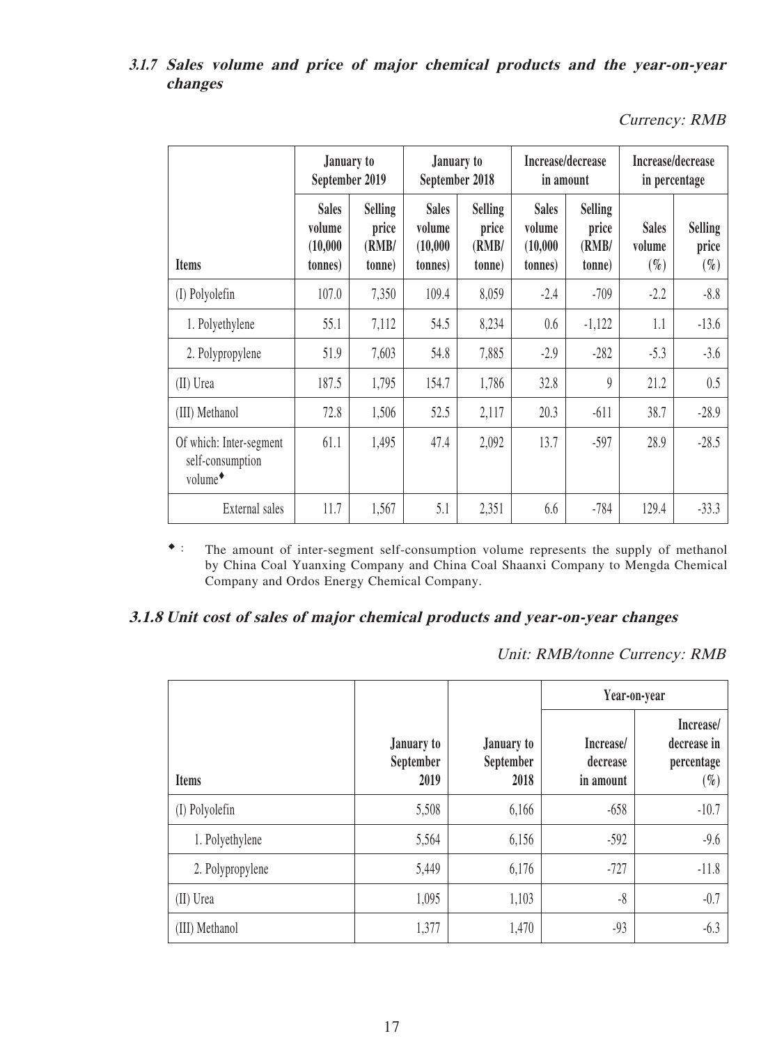### 3.1.7 *Sales volume and price of major chemical products and the year-on-year changes*

*Currency: RMB*

| Items | January to September 2019 | | January to September 2018 | | Increase/decrease in amount | | Increase/decrease in percentage | |
|---|---|---|---|---|---|---|---|---|
| | Sales volume (10,000 tonnes) | Selling price (RMB/ tonne) | Sales volume (10,000 tonnes) | Selling price (RMB/ tonne) | Sales volume (10,000 tonnes) | Selling price (RMB/ tonne) | Sales volume (%) | Selling price (%) |
| (I) Polyolefin | 107.0 | 7,350 | 109.4 | 8,059 | -2.4 | -709 | -2.2 | -8.8 |
| 1. Polyethylene | 55.1 | 7,112 | 54.5 | 8,234 | 0.6 | -1,122 | 1.1 | -13.6 |
| 2. Polypropylene | 51.9 | 7,603 | 54.8 | 7,885 | -2.9 | -282 | -5.3 | -3.6 |
| (II) Urea | 187.5 | 1,795 | 154.7 | 1,786 | 32.8 | 9 | 21.2 | 0.5 |
| (III) Methanol | 72.8 | 1,506 | 52.5 | 2,117 | 20.3 | -611 | 38.7 | -28.9 |
| Of which: Inter-segment self-consumption volume◆ | 61.1 | 1,495 | 47.4 | 2,092 | 13.7 | -597 | 28.9 | -28.5 |
| External sales | 11.7 | 1,567 | 5.1 | 2,351 | 6.6 | -784 | 129.4 | -33.3 |

◆ : The amount of inter-segment self-consumption volume represents the supply of methanol by China Coal Yuanxing Company and China Coal Shaanxi Company to Mengda Chemical Company and Ordos Energy Chemical Company.

### 3.1.8 *Unit cost of sales of major chemical products and year-on-year changes*

*Unit: RMB/tonne Currency: RMB*

| Items | January to September 2019 | January to September 2018 | Year-on-year | |
|---|---|---|---|---|
| | | | Increase/ decrease in amount | Increase/ decrease in percentage (%) |
| (I) Polyolefin | 5,508 | 6,166 | -658 | -10.7 |
| 1. Polyethylene | 5,564 | 6,156 | -592 | -9.6 |
| 2. Polypropylene | 5,449 | 6,176 | -727 | -11.8 |
| (II) Urea | 1,095 | 1,103 | -8 | -0.7 |
| (III) Methanol | 1,377 | 1,470 | -93 | -6.3 |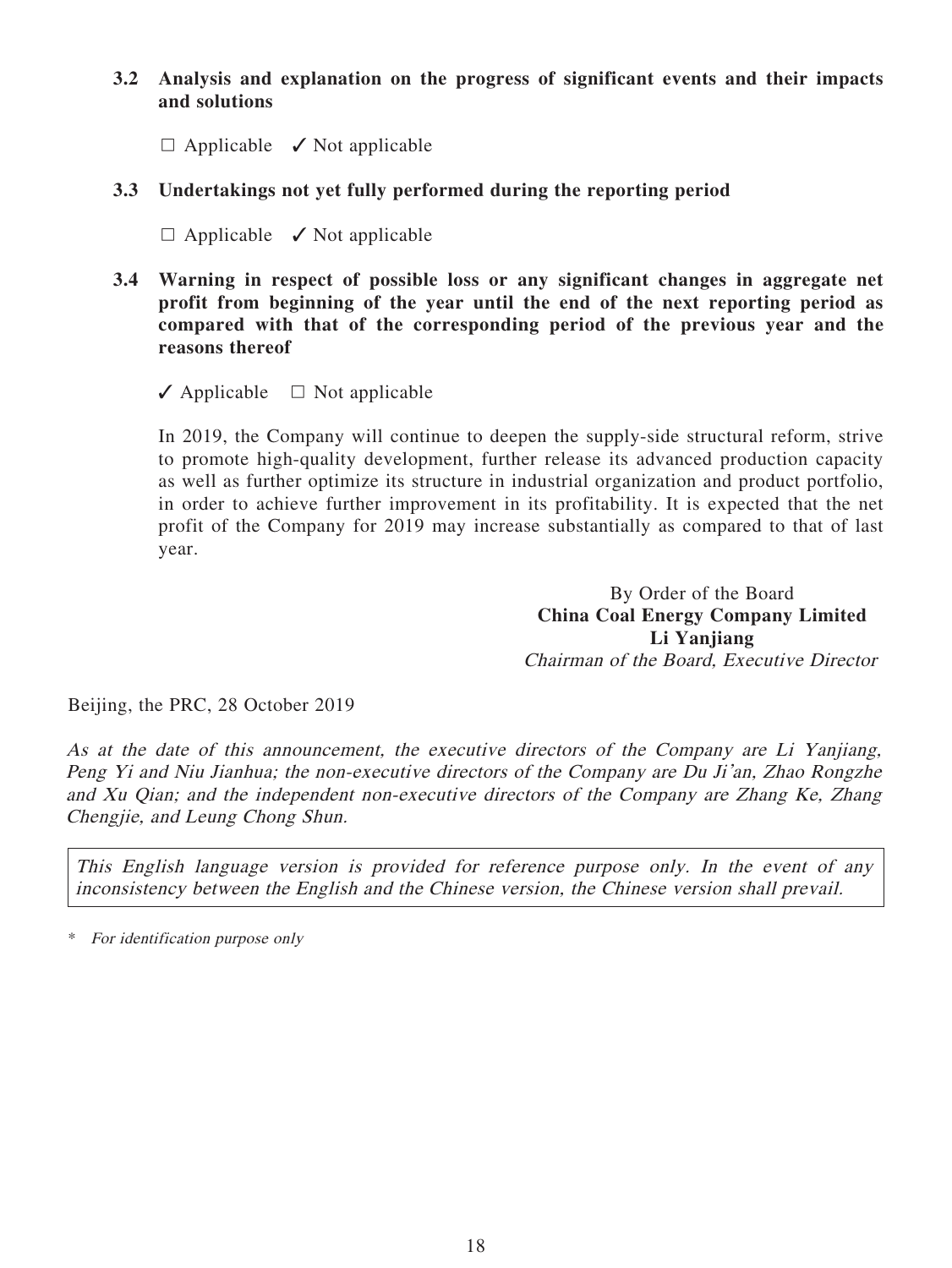### 3.2 Analysis and explanation on the progress of significant events and their impacts and solutions

☐ Applicable ✓ Not applicable

### 3.3 Undertakings not yet fully performed during the reporting period

☐ Applicable ✓ Not applicable

### 3.4 Warning in respect of possible loss or any significant changes in aggregate net profit from beginning of the year until the end of the next reporting period as compared with that of the corresponding period of the previous year and the reasons thereof

✓ Applicable ☐ Not applicable

In 2019, the Company will continue to deepen the supply-side structural reform, strive to promote high-quality development, further release its advanced production capacity as well as further optimize its structure in industrial organization and product portfolio, in order to achieve further improvement in its profitability. It is expected that the net profit of the Company for 2019 may increase substantially as compared to that of last year.

By Order of the Board
**China Coal Energy Company Limited**
**Li Yanjiang**
*Chairman of the Board, Executive Director*

Beijing, the PRC, 28 October 2019

*As at the date of this announcement, the executive directors of the Company are Li Yanjiang, Peng Yi and Niu Jianhua; the non-executive directors of the Company are Du Ji'an, Zhao Rongzhe and Xu Qian; and the independent non-executive directors of the Company are Zhang Ke, Zhang Chengjie, and Leung Chong Shun.*

*This English language version is provided for reference purpose only. In the event of any inconsistency between the English and the Chinese version, the Chinese version shall prevail.*

\* *For identification purpose only*